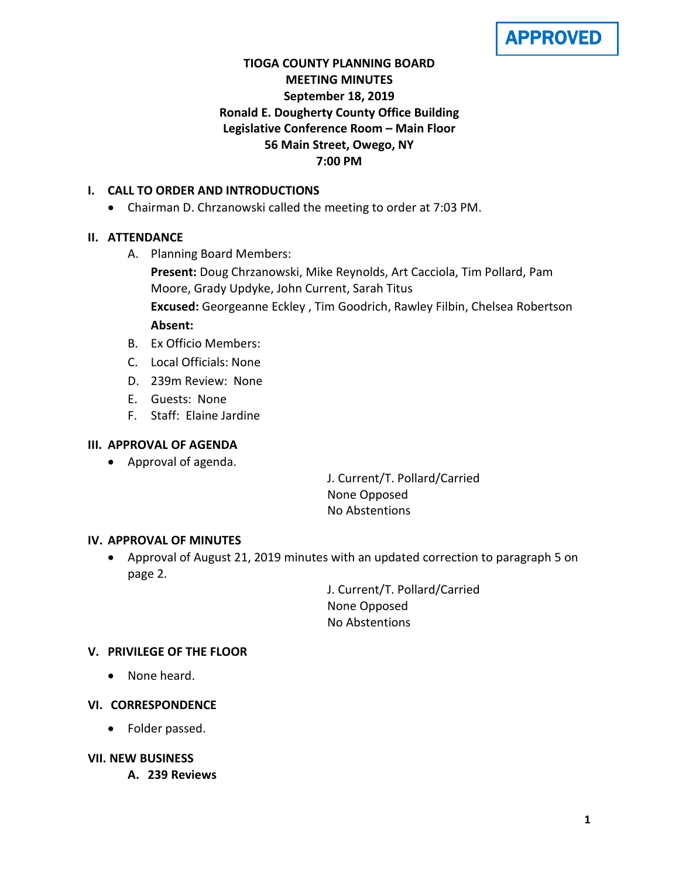APPROVED

**TIOGA COUNTY PLANNING BOARD**
**MEETING MINUTES**
**September 18, 2019**
**Ronald E. Dougherty County Office Building**
**Legislative Conference Room – Main Floor**
**56 Main Street, Owego, NY**
**7:00 PM**

## I. CALL TO ORDER AND INTRODUCTIONS

- Chairman D. Chrzanowski called the meeting to order at 7:03 PM.

## II. ATTENDANCE

A. Planning Board Members:

**Present:** Doug Chrzanowski, Mike Reynolds, Art Cacciola, Tim Pollard, Pam Moore, Grady Updyke, John Current, Sarah Titus

**Excused:** Georgeanne Eckley , Tim Goodrich, Rawley Filbin, Chelsea Robertson

**Absent:**

B. Ex Officio Members:

C. Local Officials: None

D. 239m Review: None

E. Guests: None

F. Staff: Elaine Jardine

## III. APPROVAL OF AGENDA

- Approval of agenda.

J. Current/T. Pollard/Carried
None Opposed
No Abstentions

## IV. APPROVAL OF MINUTES

- Approval of August 21, 2019 minutes with an updated correction to paragraph 5 on page 2.

J. Current/T. Pollard/Carried
None Opposed
No Abstentions

## V. PRIVILEGE OF THE FLOOR

- None heard.

## VI. CORRESPONDENCE

- Folder passed.

## VII. NEW BUSINESS

**A. 239 Reviews**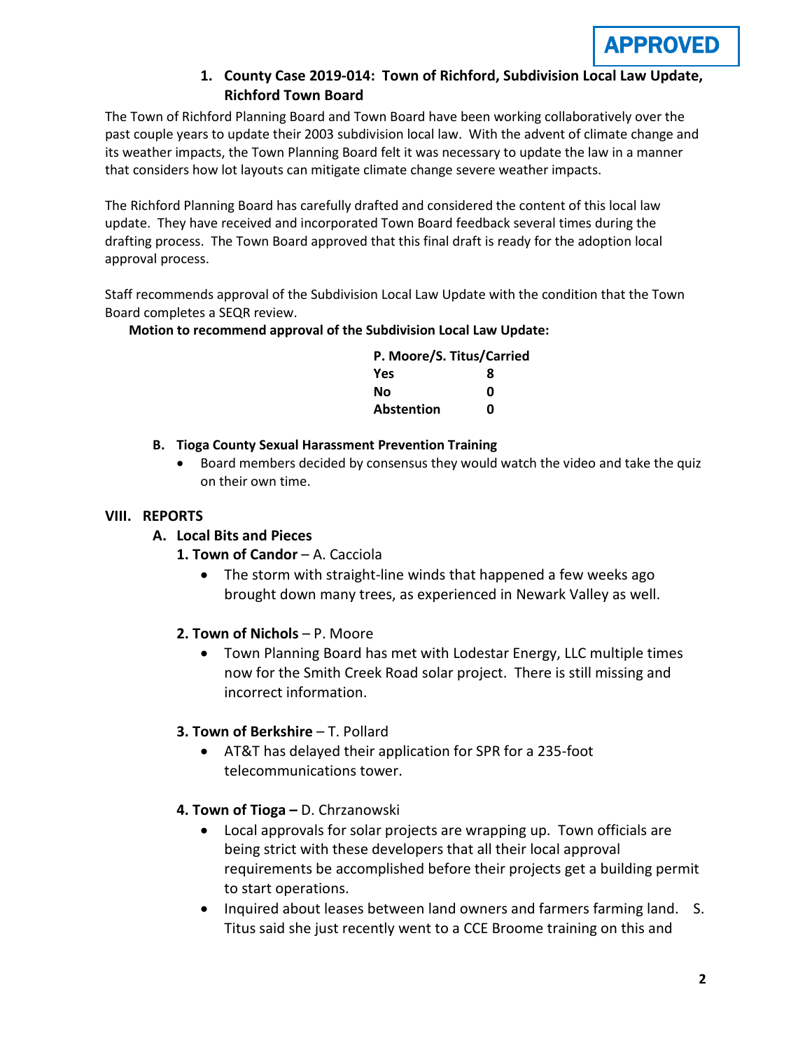**APPROVED**

**1. County Case 2019-014: Town of Richford, Subdivision Local Law Update, Richford Town Board**

The Town of Richford Planning Board and Town Board have been working collaboratively over the past couple years to update their 2003 subdivision local law. With the advent of climate change and its weather impacts, the Town Planning Board felt it was necessary to update the law in a manner that considers how lot layouts can mitigate climate change severe weather impacts.

The Richford Planning Board has carefully drafted and considered the content of this local law update. They have received and incorporated Town Board feedback several times during the drafting process. The Town Board approved that this final draft is ready for the adoption local approval process.

Staff recommends approval of the Subdivision Local Law Update with the condition that the Town Board completes a SEQR review.

**Motion to recommend approval of the Subdivision Local Law Update:**

| **P. Moore/S. Titus/Carried** | |
|---|---|
| **Yes** | **8** |
| **No** | **0** |
| **Abstention** | **0** |

**B. Tioga County Sexual Harassment Prevention Training**

- Board members decided by consensus they would watch the video and take the quiz on their own time.

## VIII. REPORTS

### A. Local Bits and Pieces

**1. Town of Candor** – A. Cacciola

- The storm with straight-line winds that happened a few weeks ago brought down many trees, as experienced in Newark Valley as well.

**2. Town of Nichols** – P. Moore

- Town Planning Board has met with Lodestar Energy, LLC multiple times now for the Smith Creek Road solar project. There is still missing and incorrect information.

**3. Town of Berkshire** – T. Pollard

- AT&T has delayed their application for SPR for a 235-foot telecommunications tower.

**4. Town of Tioga –** D. Chrzanowski

- Local approvals for solar projects are wrapping up. Town officials are being strict with these developers that all their local approval requirements be accomplished before their projects get a building permit to start operations.
- Inquired about leases between land owners and farmers farming land. S. Titus said she just recently went to a CCE Broome training on this and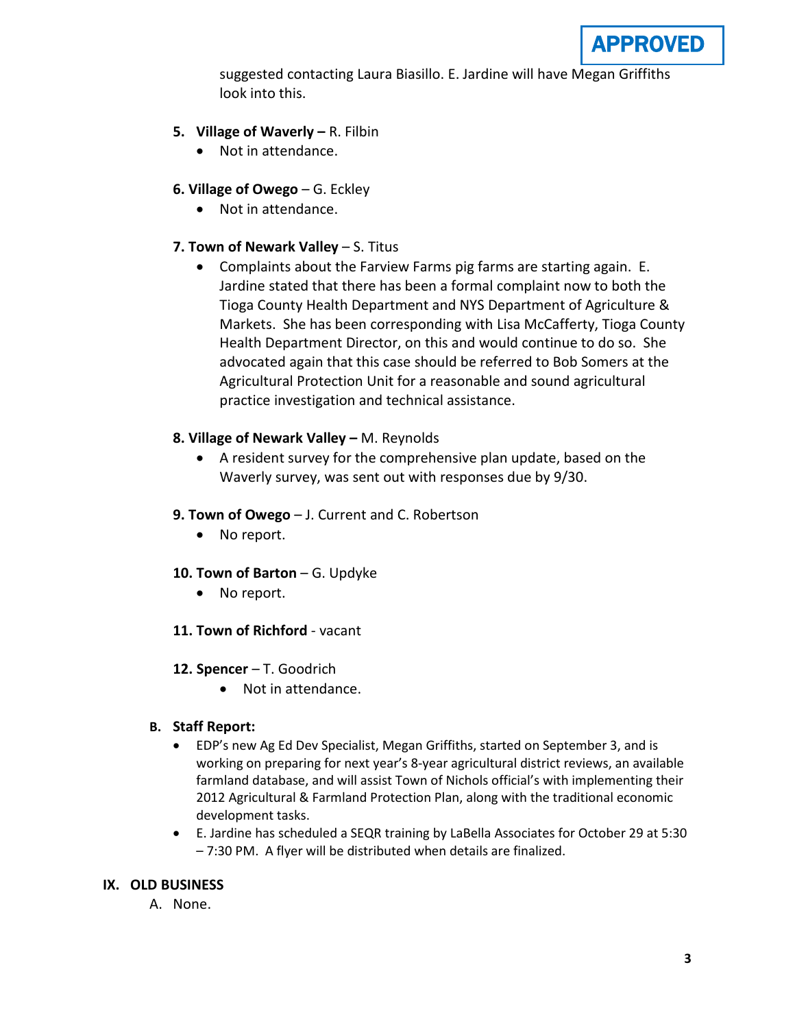APPROVED

suggested contacting Laura Biasillo. E. Jardine will have Megan Griffiths look into this.

5. **Village of Waverly –** R. Filbin
   - Not in attendance.

6. **Village of Owego** – G. Eckley
   - Not in attendance.

7. **Town of Newark Valley** – S. Titus
   - Complaints about the Farview Farms pig farms are starting again. E. Jardine stated that there has been a formal complaint now to both the Tioga County Health Department and NYS Department of Agriculture & Markets. She has been corresponding with Lisa McCafferty, Tioga County Health Department Director, on this and would continue to do so. She advocated again that this case should be referred to Bob Somers at the Agricultural Protection Unit for a reasonable and sound agricultural practice investigation and technical assistance.

8. **Village of Newark Valley –** M. Reynolds
   - A resident survey for the comprehensive plan update, based on the Waverly survey, was sent out with responses due by 9/30.

9. **Town of Owego** – J. Current and C. Robertson
   - No report.

10. **Town of Barton** – G. Updyke
    - No report.

11. **Town of Richford** - vacant

12. **Spencer** – T. Goodrich
    - Not in attendance.

**B. Staff Report:**

- EDP's new Ag Ed Dev Specialist, Megan Griffiths, started on September 3, and is working on preparing for next year's 8-year agricultural district reviews, an available farmland database, and will assist Town of Nichols official's with implementing their 2012 Agricultural & Farmland Protection Plan, along with the traditional economic development tasks.
- E. Jardine has scheduled a SEQR training by LaBella Associates for October 29 at 5:30 – 7:30 PM. A flyer will be distributed when details are finalized.

## IX. OLD BUSINESS

A. None.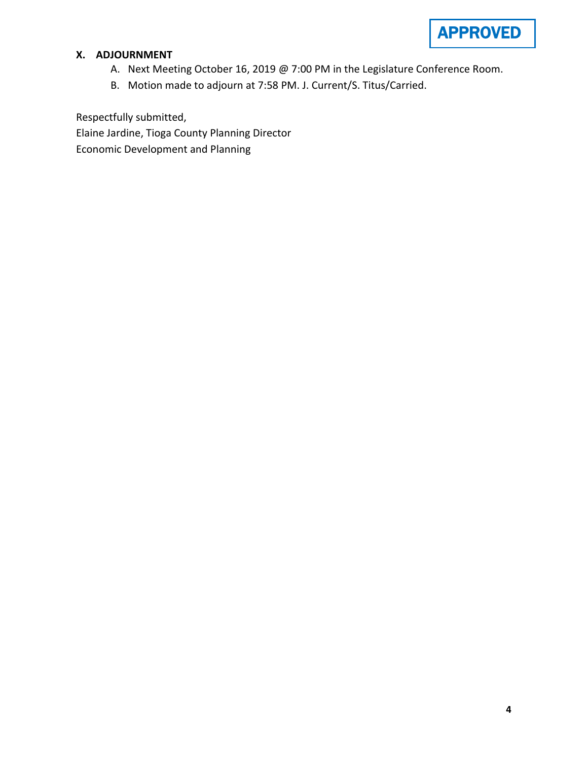APPROVED

### X. ADJOURNMENT

A. Next Meeting October 16, 2019 @ 7:00 PM in the Legislature Conference Room.
B. Motion made to adjourn at 7:58 PM. J. Current/S. Titus/Carried.

Respectfully submitted,
Elaine Jardine, Tioga County Planning Director
Economic Development and Planning